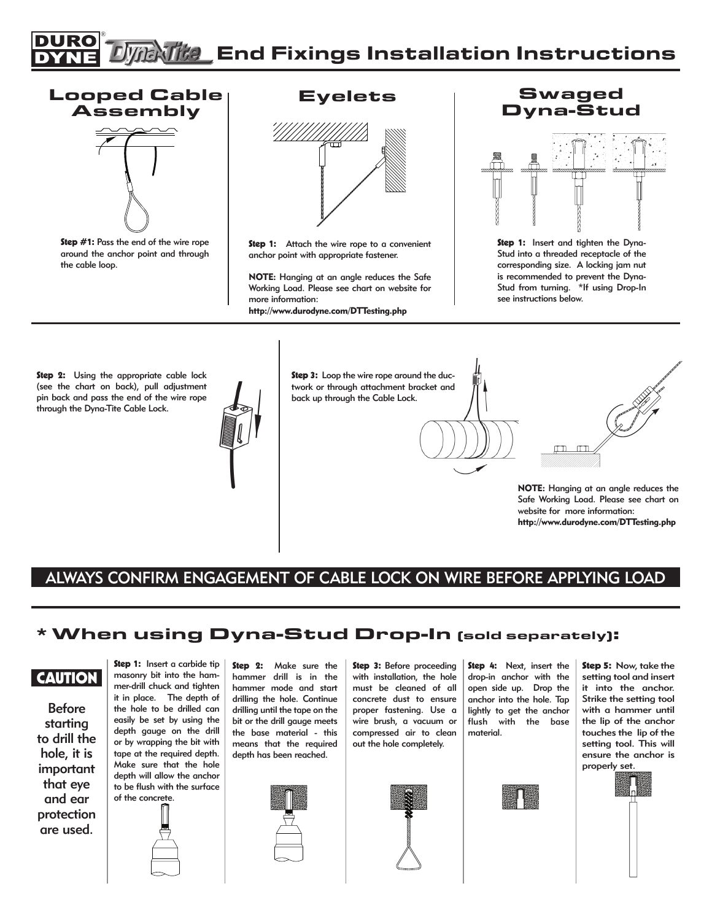# DURO DYNE® Dyna-Tite End Fixings Installation Instructions

## Looped Cable Assembly

**Step #1:** Pass the end of the wire rope around the anchor point and through the cable loop.

## Eyelets

**Step 1:** Attach the wire rope to a convenient anchor point with appropriate fastener.

**NOTE:** Hanging at an angle reduces the Safe Working Load. Please see chart on website for more information:
**http://www.durodyne.com/DTTesting.php**

## Swaged Dyna-Stud

**Step 1:** Insert and tighten the Dyna-Stud into a threaded receptacle of the corresponding size. A locking jam nut is recommended to prevent the Dyna-Stud from turning. *If using Drop-In see instructions below.

---

**Step 2:** Using the appropriate cable lock (see the chart on back), pull adjustment pin back and pass the end of the wire rope through the Dyna-Tite Cable Lock.

**Step 3:** Loop the wire rope around the ductwork or through attachment bracket and back up through the Cable Lock.

**NOTE:** Hanging at an angle reduces the Safe Working Load. Please see chart on website for more information:
**http://www.durodyne.com/DTTesting.php**

**ALWAYS CONFIRM ENGAGEMENT OF CABLE LOCK ON WIRE BEFORE APPLYING LOAD**

## * When using Dyna-Stud Drop-In (sold separately):

**CAUTION**

Before starting to drill the hole, it is important that eye and ear protection are used.

**Step 1:** Insert a carbide tip masonry bit into the hammer-drill chuck and tighten it in place. The depth of the hole to be drilled can easily be set by using the depth gauge on the drill or by wrapping the bit with tape at the required depth. Make sure that the hole depth will allow the anchor to be flush with the surface of the concrete.

**Step 2:** Make sure the hammer drill is in the hammer mode and start drilling the hole. Continue drilling until the tape on the bit or the drill gauge meets the base material - this means that the required depth has been reached.

**Step 3:** Before proceeding with installation, the hole must be cleaned of all concrete dust to ensure proper fastening. Use a wire brush, a vacuum or compressed air to clean out the hole completely.

**Step 4:** Next, insert the drop-in anchor with the open side up. Drop the anchor into the hole. Tap lightly to get the anchor flush with the base material.

**Step 5: Now, take the setting tool and insert it into the anchor. Strike the setting tool with a hammer until the lip of the anchor touches the lip of the setting tool. This will ensure the anchor is properly set.**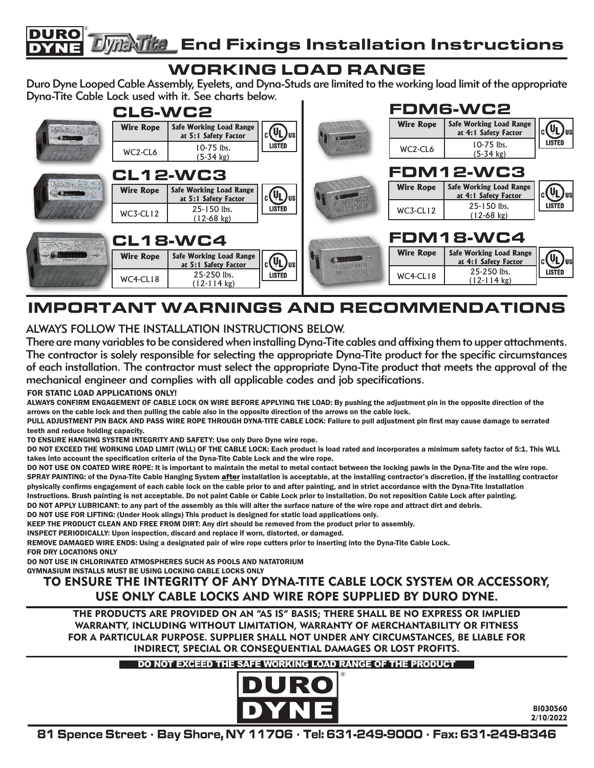# DURO DYNE Dyna-Tite End Fixings Installation Instructions

## WORKING LOAD RANGE

**Duro Dyne Looped Cable Assembly, Eyelets, and Dyna-Studs are limited to the working load limit of the appropriate Dyna-Tite Cable Lock used with it. See charts below.**

### CL6-WC2

| Wire Rope | Safe Working Load Range at 5:1 Safety Factor |
|---|---|
| WC2-CL6 | 10-75 lbs. (5-34 kg) |

c UL us LISTED

### CL12-WC3

| Wire Rope | Safe Working Load Range at 5:1 Safety Factor |
|---|---|
| WC3-CL12 | 25-150 lbs. (12-68 kg) |

c UL us LISTED

### CL18-WC4

| Wire Rope | Safe Working Load Range at 5:1 Safety Factor |
|---|---|
| WC4-CL18 | 25-250 lbs. (12-114 kg) |

c UL us LISTED

### FDM6-WC2

| Wire Rope | Safe Working Load Range at 4:1 Safety Factor |
|---|---|
| WC2-CL6 | 10-75 lbs. (5-34 kg) |

c UL us LISTED

### FDM12-WC3

| Wire Rope | Safe Working Load Range at 4:1 Safety Factor |
|---|---|
| WC3-CL12 | 25-150 lbs. (12-68 kg) |

c UL us LISTED

### FDM18-WC4

| Wire Rope | Safe Working Load Range at 4:1 Safety Factor |
|---|---|
| WC4-CL18 | 25-250 lbs. (12-114 kg) |

c UL us LISTED

## IMPORTANT WARNINGS AND RECOMMENDATIONS

ALWAYS FOLLOW THE INSTALLATION INSTRUCTIONS BELOW.

**There are many variables to be considered when installing Dyna-Tite cables and affixing them to upper attachments. The contractor is solely responsible for selecting the appropriate Dyna-Tite product for the specific circumstances of each installation. The contractor must select the appropriate Dyna-Tite product that meets the approval of the mechanical engineer and complies with all applicable codes and job specifications.**

**FOR STATIC LOAD APPLICATIONS ONLY!**

**ALWAYS CONFIRM ENGAGEMENT OF CABLE LOCK ON WIRE BEFORE APPLYING THE LOAD:** By pushing the adjustment pin in the opposite direction of the arrows on the cable lock and then pulling the cable also in the opposite direction of the arrows on the cable lock.

**PULL ADJUSTMENT PIN BACK AND PASS WIRE ROPE THROUGH DYNA-TITE CABLE LOCK:** Failure to pull adjustment pin first may cause damage to serrated teeth and reduce holding capacity.

**TO ENSURE HANGING SYSTEM INTEGRITY AND SAFETY:** Use only Duro Dyne wire rope.

**DO NOT EXCEED THE WORKING LOAD LIMIT (WLL) OF THE CABLE LOCK:** Each product is load rated and incorporates a minimum safety factor of 5:1. This WLL takes into account the specification criteria of the Dyna-Tite Cable Lock and the wire rope.

**DO NOT USE ON COATED WIRE ROPE:** It is important to maintain the metal to metal contact between the locking pawls in the Dyna-Tite and the wire rope.

**SPRAY PAINTING:** of the Dyna-Tite Cable Hanging System **after** installation is acceptable, at the installing contractor's discretion, **if** the installing contractor physically confirms engagement of each cable lock on the cable prior to and after painting, and in strict accordance with the Dyna-Tite Installation Instructions. Brush painting is not acceptable. Do not paint Cable or Cable Lock prior to installation. Do not reposition Cable Lock after painting.

**DO NOT APPLY LUBRICANT:** to any part of the assembly as this will alter the surface nature of the wire rope and attract dirt and debris.

**DO NOT USE FOR LIFTING:** (Under Hook slings) This product is designed for static load applications only.

**KEEP THE PRODUCT CLEAN AND FREE FROM DIRT:** Any dirt should be removed from the product prior to assembly.

**INSPECT PERIODICALLY:** Upon inspection, discard and replace if worn, distorted, or damaged.

**REMOVE DAMAGED WIRE ENDS:** Using a designated pair of wire rope cutters prior to inserting into the Dyna-Tite Cable Lock.

**FOR DRY LOCATIONS ONLY**

**DO NOT USE IN CHLORINATED ATMOSPHERES SUCH AS POOLS AND NATATORIUM**

**GYMNASIUM INSTALLS MUST BE USING LOCKING CABLE LOCKS ONLY**

**TO ENSURE THE INTEGRITY OF ANY DYNA-TITE CABLE LOCK SYSTEM OR ACCESSORY, USE ONLY CABLE LOCKS AND WIRE ROPE SUPPLIED BY DURO DYNE.**

**THE PRODUCTS ARE PROVIDED ON AN "AS IS" BASIS; THERE SHALL BE NO EXPRESS OR IMPLIED WARRANTY, INCLUDING WITHOUT LIMITATION, WARRANTY OF MERCHANTABILITY OR FITNESS FOR A PARTICULAR PURPOSE. SUPPLIER SHALL NOT UNDER ANY CIRCUMSTANCES, BE LIABLE FOR INDIRECT, SPECIAL OR CONSEQUENTIAL DAMAGES OR LOST PROFITS.**

**DO NOT EXCEED THE SAFE WORKING LOAD RANGE OF THE PRODUCT**

DURO DYNE

BI030560
2/10/2022

**81 Spence Street · Bay Shore, NY 11706 · Tel: 631-249-9000 · Fax: 631-249-8346**